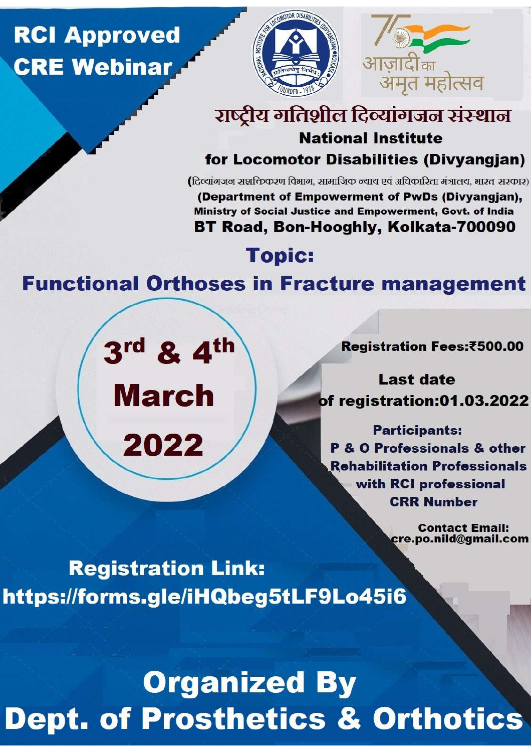**RCI Approved CRE Webinar**

आज़ादी का अमृत महोत्सव

# राष्ट्रीय गतिशील दिव्यांगजन संस्थान

## National Institute for Locomotor Disabilities (Divyangjan)

(दिव्यांगजन सशक्तिकरण विभाग, सामाजिक न्याय एवं अधिकारिता मंत्रालय, भारत सरकार)

**(Department of Empowerment of PwDs (Divyangjan), Ministry of Social Justice and Empowerment, Govt. of India**

**BT Road, Bon-Hooghly, Kolkata-700090**

## Topic:

## Functional Orthoses in Fracture management

**3rd & 4th March 2022**

**Registration Fees:₹500.00**

**Last date of registration:01.03.2022**

**Participants:**
P & O Professionals & other Rehabilitation Professionals with RCI professional CRR Number

**Contact Email:**
cre.po.nild@gmail.com

**Registration Link:**
https://forms.gle/iHQbeg5tLF9Lo45i6

## Organized By
## Dept. of Prosthetics & Orthotics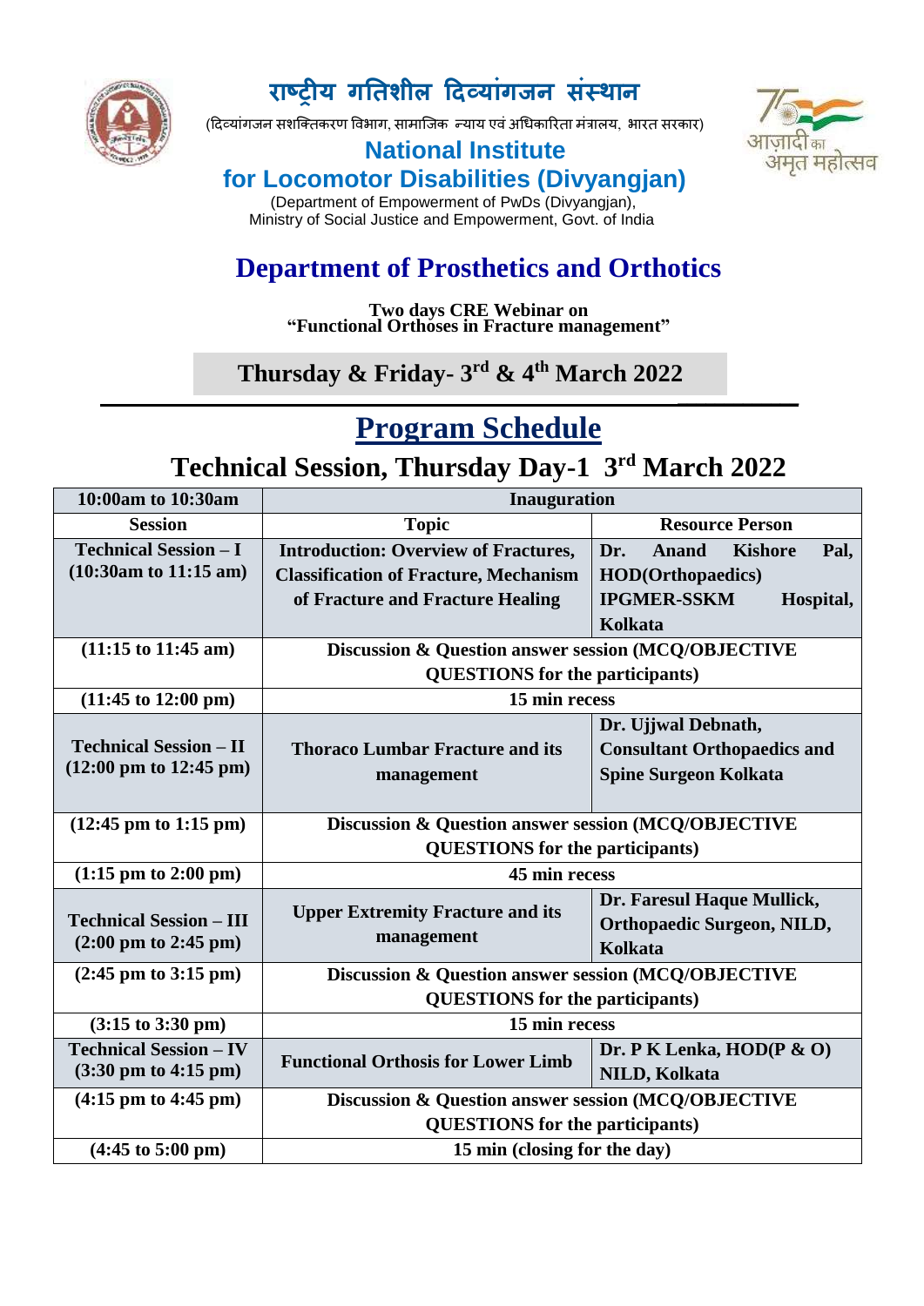# राष्ट्रीय गतिशील दिव्यांगजन संस्थान

(दिव्यांगजन सशक्तिकरण विभाग, सामाजिक न्याय एवं अधिकारिता मंत्रालय, भारत सरकार)

## National Institute for Locomotor Disabilities (Divyangjan)

(Department of Empowerment of PwDs (Divyangjan), Ministry of Social Justice and Empowerment, Govt. of India

# Department of Prosthetics and Orthotics

**Two days CRE Webinar on "Functional Orthoses in Fracture management"**

**Thursday & Friday- 3rd & 4th March 2022**

# Program Schedule

## Technical Session, Thursday Day-1 3rd March 2022

| 10:00am to 10:30am | Inauguration | |
|---|---|---|
| **Session** | **Topic** | **Resource Person** |
| Technical Session – I (10:30am to 11:15 am) | Introduction: Overview of Fractures, Classification of Fracture, Mechanism of Fracture and Fracture Healing | Dr. Anand Kishore Pal, HOD(Orthopaedics) IPGMER-SSKM Hospital, Kolkata |
| (11:15 to 11:45 am) | Discussion & Question answer session (MCQ/OBJECTIVE QUESTIONS for the participants) | |
| (11:45 to 12:00 pm) | 15 min recess | |
| Technical Session – II (12:00 pm to 12:45 pm) | Thoraco Lumbar Fracture and its management | Dr. Ujjwal Debnath, Consultant Orthopaedics and Spine Surgeon Kolkata |
| (12:45 pm to 1:15 pm) | Discussion & Question answer session (MCQ/OBJECTIVE QUESTIONS for the participants) | |
| (1:15 pm to 2:00 pm) | 45 min recess | |
| Technical Session – III (2:00 pm to 2:45 pm) | Upper Extremity Fracture and its management | Dr. Faresul Haque Mullick, Orthopaedic Surgeon, NILD, Kolkata |
| (2:45 pm to 3:15 pm) | Discussion & Question answer session (MCQ/OBJECTIVE QUESTIONS for the participants) | |
| (3:15 to 3:30 pm) | 15 min recess | |
| Technical Session – IV (3:30 pm to 4:15 pm) | Functional Orthosis for Lower Limb | Dr. P K Lenka, HOD(P & O) NILD, Kolkata |
| (4:15 pm to 4:45 pm) | Discussion & Question answer session (MCQ/OBJECTIVE QUESTIONS for the participants) | |
| (4:45 to 5:00 pm) | 15 min (closing for the day) | |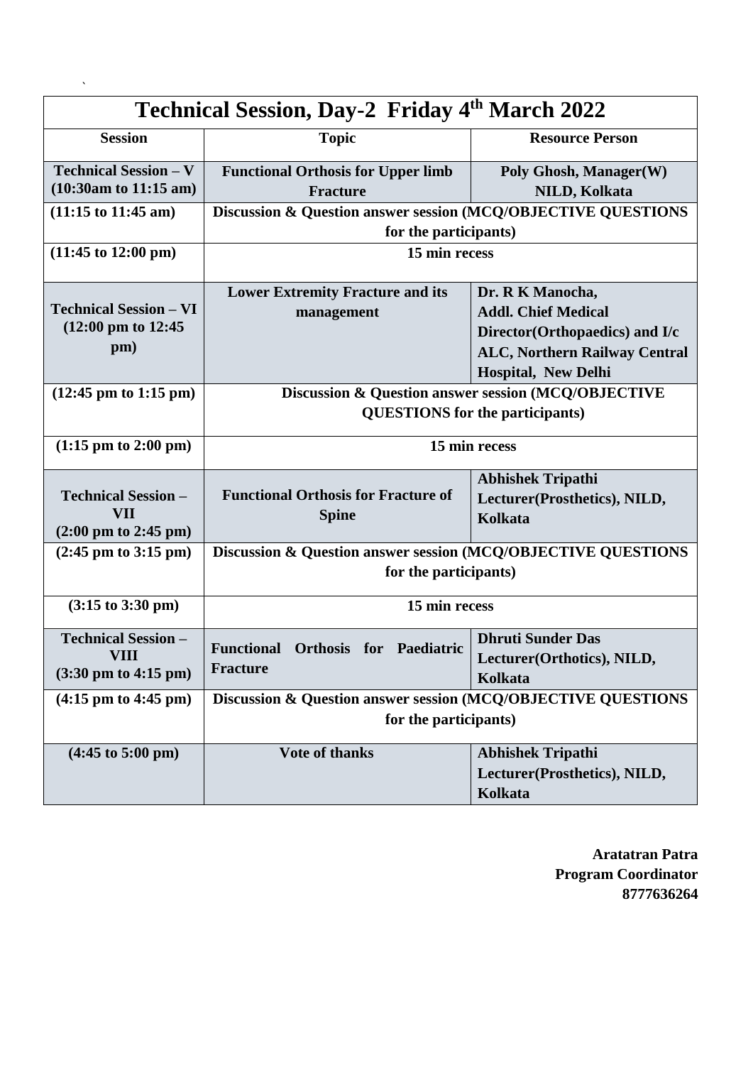`

| Technical Session, Day-2 Friday 4th March 2022 | | |
|---|---|---|
| **Session** | **Topic** | **Resource Person** |
| **Technical Session – V (10:30am to 11:15 am)** | **Functional Orthosis for Upper limb Fracture** | **Poly Ghosh, Manager(W) NILD, Kolkata** |
| **(11:15 to 11:45 am)** | **Discussion & Question answer session (MCQ/OBJECTIVE QUESTIONS for the participants)** | |
| **(11:45 to 12:00 pm)** | **15 min recess** | |
| **Technical Session – VI (12:00 pm to 12:45 pm)** | **Lower Extremity Fracture and its management** | **Dr. R K Manocha, Addl. Chief Medical Director(Orthopaedics) and I/c ALC, Northern Railway Central Hospital, New Delhi** |
| **(12:45 pm to 1:15 pm)** | **Discussion & Question answer session (MCQ/OBJECTIVE QUESTIONS for the participants)** | |
| **(1:15 pm to 2:00 pm)** | **15 min recess** | |
| **Technical Session – VII (2:00 pm to 2:45 pm)** | **Functional Orthosis for Fracture of Spine** | **Abhishek Tripathi Lecturer(Prosthetics), NILD, Kolkata** |
| **(2:45 pm to 3:15 pm)** | **Discussion & Question answer session (MCQ/OBJECTIVE QUESTIONS for the participants)** | |
| **(3:15 to 3:30 pm)** | **15 min recess** | |
| **Technical Session – VIII (3:30 pm to 4:15 pm)** | **Functional Orthosis for Paediatric Fracture** | **Dhruti Sunder Das Lecturer(Orthotics), NILD, Kolkata** |
| **(4:15 pm to 4:45 pm)** | **Discussion & Question answer session (MCQ/OBJECTIVE QUESTIONS for the participants)** | |
| **(4:45 to 5:00 pm)** | **Vote of thanks** | **Abhishek Tripathi Lecturer(Prosthetics), NILD, Kolkata** |

**Aratatran Patra**
**Program Coordinator**
**8777636264**